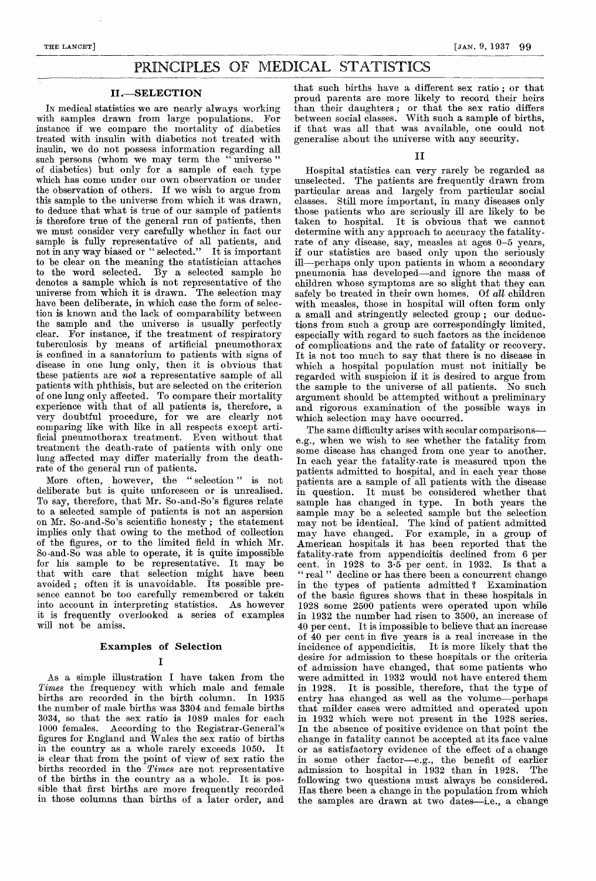# PRINCIPLES OF MEDICAL STATISTICS

## II.—SELECTION

In medical statistics we are nearly always working with samples drawn from large populations. For instance if we compare the mortality of diabetics treated with insulin with diabetics not treated with insulin, we do not possess information regarding all such persons (whom we may term the "universe" of diabetics) but only for a sample of each type which has come under our own observation or under the observation of others. If we wish to argue from this sample to the universe from which it was drawn, to deduce that what is true of our sample of patients is therefore true of the general run of patients, then we must consider very carefully whether in fact our sample is fully representative of all patients, and not in any way biased or "selected." It is important to be clear on the meaning the statistician attaches to the word selected. By a selected sample he denotes a sample which is not representative of the universe from which it is drawn. The selection may have been deliberate, in which case the form of selection is known and the lack of comparability between the sample and the universe is usually perfectly clear. For instance, if the treatment of respiratory tuberculosis by means of artificial pneumothorax is confined in a sanatorium to patients with signs of disease in one lung only, then it is obvious that these patients are *not* a representative sample of all patients with phthisis, but are selected on the criterion of one lung only affected. To compare their mortality experience with that of all patients is, therefore, a very doubtful procedure, for we are clearly not comparing like with like in all respects except artificial pneumothorax treatment. Even without that treatment the death-rate of patients with only one lung affected may differ materially from the death-rate of the general run of patients.

More often, however, the "selection" is not deliberate but is quite unforeseen or is unrealised. To say, therefore, that Mr. So-and-So's figures relate to a selected sample of patients is not an aspersion on Mr. So-and-So's scientific honesty; the statement implies only that owing to the method of collection of the figures, or to the limited field in which Mr. So-and-So was able to operate, it is quite impossible for his sample to be representative. It may be that with care that selection might have been avoided; often it is unavoidable. Its possible presence cannot be too carefully remembered or taken into account in interpreting statistics. As however it is frequently overlooked a series of examples will not be amiss.

### Examples of Selection

#### I

As a simple illustration I have taken from the *Times* the frequency with which male and female births are recorded in the birth column. In 1935 the number of male births was 3304 and female births 3034, so that the sex ratio is 1089 males for each 1000 females. According to the Registrar-General's figures for England and Wales the sex ratio of births in the country as a whole rarely exceeds 1050. It is clear that from the point of view of sex ratio the births recorded in the *Times* are not representative of the births in the country as a whole. It is possible that first births are more frequently recorded in those columns than births of a later order, and that such births have a different sex ratio; or that proud parents are more likely to record their heirs than their daughters; or that the sex ratio differs between social classes. With such a sample of births, if that was all that was available, one could not generalise about the universe with any security.

#### II

Hospital statistics can very rarely be regarded as unselected. The patients are frequently drawn from particular areas and largely from particular social classes. Still more important, in many diseases only those patients who are seriously ill are likely to be taken to hospital. It is obvious that we cannot determine with any approach to accuracy the fatality-rate of any disease, say, measles at ages 0–5 years, if our statistics are based only upon the seriously ill—perhaps only upon patients in whom a secondary pneumonia has developed—and ignore the mass of children whose symptoms are so slight that they can safely be treated in their own homes. Of *all* children with measles, those in hospital will often form only a small and stringently selected group; our deductions from such a group are correspondingly limited, especially with regard to such factors as the incidence of complications and the rate of fatality or recovery. It is not too much to say that there is no disease in which a hospital population must not initially be regarded with suspicion if it is desired to argue from the sample to the universe of all patients. No such argument should be attempted without a preliminary and rigorous examination of the possible ways in which selection may have occurred.

The same difficulty arises with secular comparisons—e.g., when we wish to see whether the fatality from some disease has changed from one year to another. In each year the fatality-rate is measured upon the patients admitted to hospital, and in each year those patients are a sample of all patients with the disease in question. It must be considered whether that sample has changed in type. In both years the sample may be a selected sample but the selection may not be identical. The kind of patient admitted may have changed. For example, in a group of American hospitals it has been reported that the fatality-rate from appendicitis declined from 6 per cent. in 1928 to 3·5 per cent. in 1932. Is that a "real" decline or has there been a concurrent change in the types of patients admitted? Examination of the basic figures shows that in these hospitals in 1928 some 2500 patients were operated upon while in 1932 the number had risen to 3500, an increase of 40 per cent. It is impossible to believe that an increase of 40 per cent in five years is a real increase in the incidence of appendicitis. It is more likely that the desire for admission to these hospitals or the criteria of admission have changed, that some patients who were admitted in 1932 would not have entered them in 1928. It is possible, therefore, that the type of entry has changed as well as the volume—perhaps that milder cases were admitted and operated upon in 1932 which were not present in the 1928 series. In the absence of positive evidence on that point the change in fatality cannot be accepted at its face value or as satisfactory evidence of the effect of a change in some other factor—e.g., the benefit of earlier admission to hospital in 1932 than in 1928. The following two questions must always be considered. Has there been a change in the population from which the samples are drawn at two dates—i.e., a change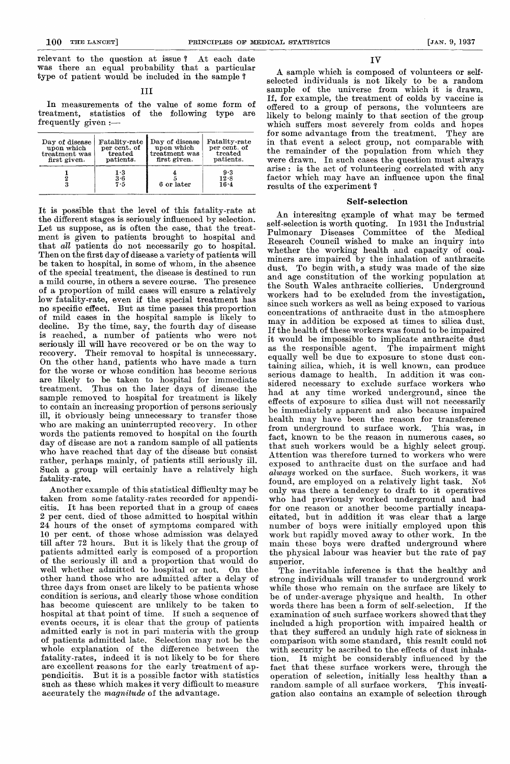relevant to the question at issue? At each date was there an equal probability that a particular type of patient would be included in the sample?

### III

In measurements of the value of some form of treatment, statistics of the following type are frequently given:—

| Day of disease upon which treatment was first given. | Fatality-rate per cent. of treated patients. | Day of disease upon which treatment was first given. | Fatality-rate per cent. of treated patients. |
|---|---|---|---|
| 1 | 1·3 | 4 | 9·3 |
| 2 | 3·6 | 5 | 12·8 |
| 3 | 7·5 | 6 or later | 16·4 |

It is possible that the level of this fatality-rate at the different stages is seriously influenced by selection. Let us suppose, as is often the case, that the treatment is given to patients brought to hospital and that *all* patients do not necessarily go to hospital. Then on the first day of disease a variety of patients will be taken to hospital, in some of whom, in the absence of the special treatment, the disease is destined to run a mild course, in others a severe course. The presence of a proportion of mild cases will ensure a relatively low fatality-rate, even if the special treatment has no specific effect. But as time passes this proportion of mild cases in the hospital sample is likely to decline. By the time, say, the fourth day of disease is reached, a number of patients who were not seriously ill will have recovered or be on the way to recovery. Their removal to hospital is unnecessary. On the other hand, patients who have made a turn for the worse or whose condition has become serious are likely to be taken to hospital for immediate treatment. Thus on the later days of disease the sample removed to hospital for treatment is likely to contain an increasing proportion of persons seriously ill, it obviously being unnecessary to transfer those who are making an uninterrupted recovery. In other words the patients removed to hospital on the fourth day of disease are not a random sample of all patients who have reached that day of the disease but consist rather, perhaps mainly, of patients still seriously ill. Such a group will certainly have a relatively high fatality-rate.

Another example of this statistical difficulty may be taken from some fatality-rates recorded for appendicitis. It has been reported that in a group of cases 2 per cent. died of those admitted to hospital within 24 hours of the onset of symptoms compared with 10 per cent. of those whose admission was delayed till after 72 hours. But it is likely that the group of patients admitted early is composed of a proportion of the seriously ill and a proportion that would do well whether admitted to hospital or not. On the other hand those who are admitted after a delay of three days from onset are likely to be patients whose condition is serious, and clearly those whose condition has become quiescent are unlikely to be taken to hospital at that point of time. If such a sequence of events occurs, it is clear that the group of patients admitted early is not in pari materia with the group of patients admitted late. Selection may not be the whole explanation of the difference between the fatality-rates, indeed it is not likely to be for there are excellent reasons for the early treatment of appendicitis. But it is a possible factor with statistics such as these which makes it very difficult to measure accurately the *magnitude* of the advantage.

### IV

A sample which is composed of volunteers or self-selected individuals is not likely to be a random sample of the universe from which it is drawn. If, for example, the treatment of colds by vaccine is offered to a group of persons, the volunteers are likely to belong mainly to that section of the group which suffers most severely from colds and hopes for some advantage from the treatment. They are in that event a select group, not comparable with the remainder of the population from which they were drawn. In such cases the question must always arise: is the act of volunteering correlated with any factor which may have an influence upon the final results of the experiment?

## Self-selection

An interesitng example of what may be termed self-selection is worth quoting. In 1931 the Industrial Pulmonary Diseases Committee of the Medical Research Council wished to make an inquiry into whether the working health and capacity of coal-miners are impaired by the inhalation of anthracite dust. To begin with, a study was made of the size and age constitution of the working population at the South Wales anthracite collieries. Underground workers had to be excluded from the investigation, since such workers as well as being exposed to various concentrations of anthracite dust in the atmosphere may in addition be exposed at times to silica dust. If the health of these workers was found to be impaired it would be impossible to implicate anthracite dust as the responsible agent. The impairment might equally well be due to exposure to stone dust containing silica, which, it is well known, can produce serious damage to health. In addition it was considered necessary to exclude surface workers who had at any time worked underground, since the effects of exposure to silica dust will not necessarily be immediately apparent and also because impaired health may have been the reason for transference from underground to surface work. This was, in fact, known to be the reason in numerous cases, so that such workers would be a highly select group. Attention was therefore turned to workers who were exposed to anthracite dust on the surface and had *always* worked on the surface. Such workers, it was found, are employed on a relatively light task. Not only was there a tendency to draft to it operatives who had previously worked underground and had for one reason or another become partially incapacitated, but in addition it was clear that a large number of boys were initially employed upon this work but rapidly moved away to other work. In the main these boys were drafted underground where the physical labour was heavier but the rate of pay superior.

The inevitable inference is that the healthy and strong individuals will transfer to underground work while those who remain on the surface are likely to be of under-average physique and health. In other words there has been a form of self-selection. If the examination of such surface workers showed that they included a high proportion with impaired health or that they suffered an unduly high rate of sickness in comparison with some standard, this result could not with security be ascribed to the effects of dust inhalation. It might be considerably influenced by the fact that these surface workers were, through the operation of selection, initially less healthy than a random sample of all surface workers. This investigation also contains an example of selection through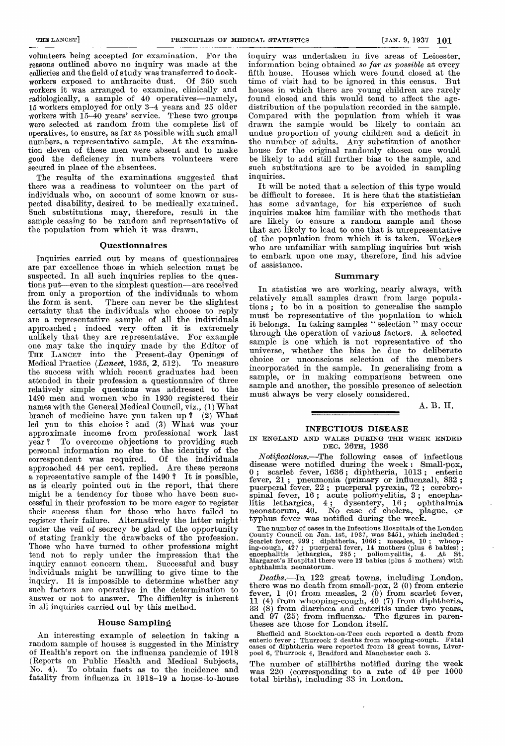volunteers being accepted for examination. For the reasons outlined above no inquiry was made at the collieries and the field of study was transferred to dock-workers exposed to anthracite dust. Of 250 such workers it was arranged to examine, clinically and radiologically, a sample of 40 operatives—namely, 15 workers employed for only 3–4 years and 25 older workers with 15–40 years' service. These two groups were selected at random from the complete list of operatives, to ensure, as far as possible with such small numbers, a representative sample. At the examination eleven of these men were absent and to make good the deficiency in numbers volunteers were secured in place of the absentees.

The results of the examinations suggested that there was a readiness to volunteer on the part of individuals who, on account of some known or suspected disability, desired to be medically examined. Such substitutions may, therefore, result in the sample ceasing to be random and representative of the population from which it was drawn.

### Questionnaires

Inquiries carried out by means of questionnaires are par excellence those in which selection must be suspected. In all such inquiries replies to the questions put—even to the simplest question—are received from only a proportion of the individuals to whom the form is sent. There can never be the slightest certainty that the individuals who choose to reply are a representative sample of all the individuals approached; indeed very often it is extremely unlikely that they are representative. For example one may take the inquiry made by the Editor of THE LANCET into the Present-day Openings of Medical Practice (*Lancet*, 1935, **2**, 512). To measure the success with which recent graduates had been attended in their profession a questionnaire of three relatively simple questions was addressed to the 1490 men and women who in 1930 registered their names with the General Medical Council, viz., (1) What branch of medicine have you taken up? (2) What led you to this choice? and (3) What was your approximate income from professional work last year? To overcome objections to providing such personal information no clue to the identity of the correspondent was required. Of the individuals approached 44 per cent. replied. Are these persons a representative sample of the 1490? It is possible, as is clearly pointed out in the report, that there might be a tendency for those who have been successful in their profession to be more eager to register their success than for those who have failed to register their failure. Alternatively the latter might under the veil of secrecy be glad of the opportunity of stating frankly the drawbacks of the profession. Those who have turned to other professions might tend not to reply under the impression that the inquiry cannot concern them. Successful and busy individuals might be unwilling to give time to the inquiry. It is impossible to determine whether any such factors are operative in the determination to answer or not to answer. The difficulty is inherent in all inquiries carried out by this method.

### House Sampling

An interesting example of selection in taking a random sample of houses is suggested in the Ministry of Health's report on the influenza pandemic of 1918 (Reports on Public Health and Medical Subjects, No. 4). To obtain facts as to the incidence and fatality from influenza in 1918–19 a house-to-house inquiry was undertaken in five areas of Leicester, information being obtained *so far as possible* at every fifth house. Houses which were found closed at the time of visit had to be ignored in this census. But houses in which there are young children are rarely found closed and this would tend to affect the age-distribution of the population recorded in the sample. Compared with the population from which it was drawn the sample would be likely to contain an undue proportion of young children and a deficit in the number of adults. Any substitution of another house for the original randomly chosen one would be likely to add still further bias to the sample, and such substitutions are to be avoided in sampling inquiries.

It will be noted that a selection of this type would be difficult to foresee. It is here that the statistician has some advantage, for his experience of such inquiries makes him familiar with the methods that are likely to ensure a random sample and those that are likely to lead to one that is unrepresentative of the population from which it is taken. Workers who are unfamiliar with sampling inquiries but wish to embark upon one may, therefore, find his advice of assistance.

### Summary

In statistics we are working, nearly always, with relatively small samples drawn from large populations; to be in a position to generalise the sample must be representative of the population to which it belongs. In taking samples "selection" may occur through the operation of various factors. A selected sample is one which is not representative of the universe, whether the bias be due to deliberate choice or unconscious selection of the members incorporated in the sample. In generalising from a sample, or in making comparisons between one sample and another, the possible presence of selection must always be very closely considered.

A. B. H.

## INFECTIOUS DISEASE

IN ENGLAND AND WALES DURING THE WEEK ENDED DEC. 26TH, 1936

*Notifications.*—The following cases of infectious disease were notified during the week: Small-pox, 0; scarlet fever, 1636; diphtheria, 1013; enteric fever, 21; pneumonia (primary or influenzal), 832; puerperal fever, 22; puerperal pyrexia, 72; cerebro-spinal fever, 16; acute poliomyelitis, 3; encephalitis lethargica, 4; dysentery, 16; ophthalmia neonatorum, 40. No case of cholera, plague, or typhus fever was notified during the week.

The number of cases in the Infectious Hospitals of the London County Council on Jan. 1st, 1937, was 3451, which included: Scarlet fever, 999; diphtheria, 1066; measles, 10; whooping-cough, 427; puerperal fever, 14 mothers (plus 6 babies); encephalitis lethargica, 285; poliomyelitis, 4. At St. Margaret's Hospital there were 12 babies (plus 5 mothers) with ophthalmia neonatorum.

*Deaths.*—In 122 great towns, including London, there was no death from small-pox, 2 (0) from enteric fever, 1 (0) from measles, 2 (0) from scarlet fever, 11 (4) from whooping-cough, 40 (7) from diphtheria, 33 (8) from diarrhœa and enteritis under two years, and 97 (25) from influenza. The figures in parentheses are those for London itself.

Sheffield and Stockton-on-Tees each reported a death from enteric fever; Thurrock 2 deaths from whooping-cough. Fatal cases of diphtheria were reported from 18 great towns, Liverpool 6, Thurrock 4, Bradford and Manchester each 3.

The number of stillbirths notified during the week was 220 (corresponding to a rate of 49 per 1000 total births), including 33 in London.